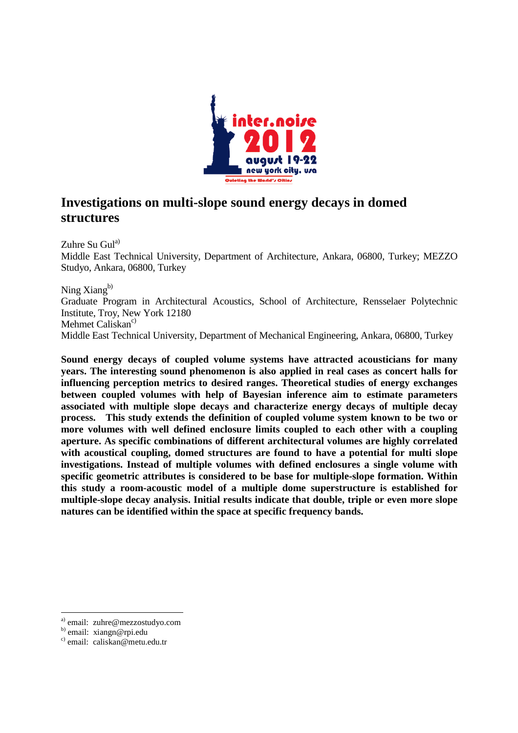# Investigations on multi-slope sound energy decays in domed structures

Zuhre Su Gul[a]
Middle East Technical University, Department of Architecture, Ankara, 06800, Turkey; MEZZO Studyo, Ankara, 06800, Turkey

Ning Xiang[b]
Graduate Program in Architectural Acoustics, School of Architecture, Rensselaer Polytechnic Institute, Troy, New York 12180
Mehmet Caliskan[c]
Middle East Technical University, Department of Mechanical Engineering, Ankara, 06800, Turkey

**Sound energy decays of coupled volume systems have attracted acousticians for many years. The interesting sound phenomenon is also applied in real cases as concert halls for influencing perception metrics to desired ranges. Theoretical studies of energy exchanges between coupled volumes with help of Bayesian inference aim to estimate parameters associated with multiple slope decays and characterize energy decays of multiple decay process. This study extends the definition of coupled volume system known to be two or more volumes with well defined enclosure limits coupled to each other with a coupling aperture. As specific combinations of different architectural volumes are highly correlated with acoustical coupling, domed structures are found to have a potential for multi slope investigations. Instead of multiple volumes with defined enclosures a single volume with specific geometric attributes is considered to be base for multiple-slope formation. Within this study a room-acoustic model of a multiple dome superstructure is established for multiple-slope decay analysis. Initial results indicate that double, triple or even more slope natures can be identified within the space at specific frequency bands.**

---

[a] email: zuhre@mezzostudyo.com
[b] email: xiangn@rpi.edu
[c] email: caliskan@metu.edu.tr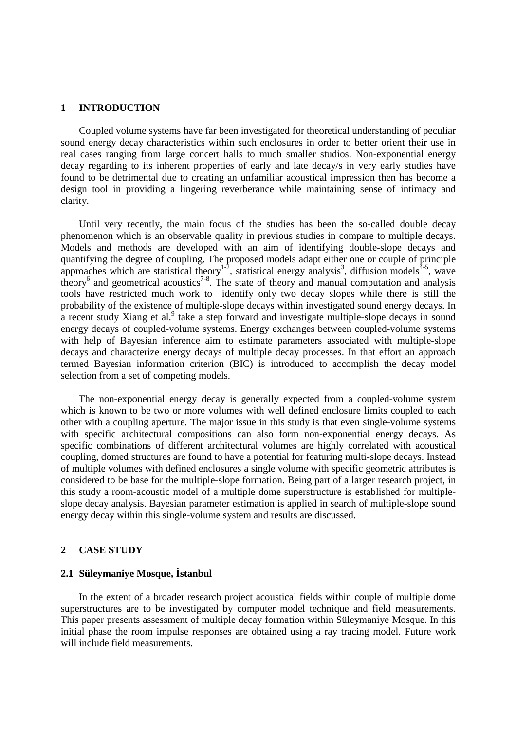## 1 INTRODUCTION

Coupled volume systems have far been investigated for theoretical understanding of peculiar sound energy decay characteristics within such enclosures in order to better orient their use in real cases ranging from large concert halls to much smaller studios. Non-exponential energy decay regarding to its inherent properties of early and late decay/s in very early studies have found to be detrimental due to creating an unfamiliar acoustical impression then has become a design tool in providing a lingering reverberance while maintaining sense of intimacy and clarity.

Until very recently, the main focus of the studies has been the so-called double decay phenomenon which is an observable quality in previous studies in compare to multiple decays. Models and methods are developed with an aim of identifying double-slope decays and quantifying the degree of coupling. The proposed models adapt either one or couple of principle approaches which are statistical theory[1-2], statistical energy analysis[3], diffusion models[4-5], wave theory[6] and geometrical acoustics[7-8]. The state of theory and manual computation and analysis tools have restricted much work to identify only two decay slopes while there is still the probability of the existence of multiple-slope decays within investigated sound energy decays. In a recent study Xiang et al.[9] take a step forward and investigate multiple-slope decays in sound energy decays of coupled-volume systems. Energy exchanges between coupled-volume systems with help of Bayesian inference aim to estimate parameters associated with multiple-slope decays and characterize energy decays of multiple decay processes. In that effort an approach termed Bayesian information criterion (BIC) is introduced to accomplish the decay model selection from a set of competing models.

The non-exponential energy decay is generally expected from a coupled-volume system which is known to be two or more volumes with well defined enclosure limits coupled to each other with a coupling aperture. The major issue in this study is that even single-volume systems with specific architectural compositions can also form non-exponential energy decays. As specific combinations of different architectural volumes are highly correlated with acoustical coupling, domed structures are found to have a potential for featuring multi-slope decays. Instead of multiple volumes with defined enclosures a single volume with specific geometric attributes is considered to be base for the multiple-slope formation. Being part of a larger research project, in this study a room-acoustic model of a multiple dome superstructure is established for multiple-slope decay analysis. Bayesian parameter estimation is applied in search of multiple-slope sound energy decay within this single-volume system and results are discussed.

## 2 CASE STUDY

### 2.1 Süleymaniye Mosque, İstanbul

In the extent of a broader research project acoustical fields within couple of multiple dome superstructures are to be investigated by computer model technique and field measurements. This paper presents assessment of multiple decay formation within Süleymaniye Mosque. In this initial phase the room impulse responses are obtained using a ray tracing model. Future work will include field measurements.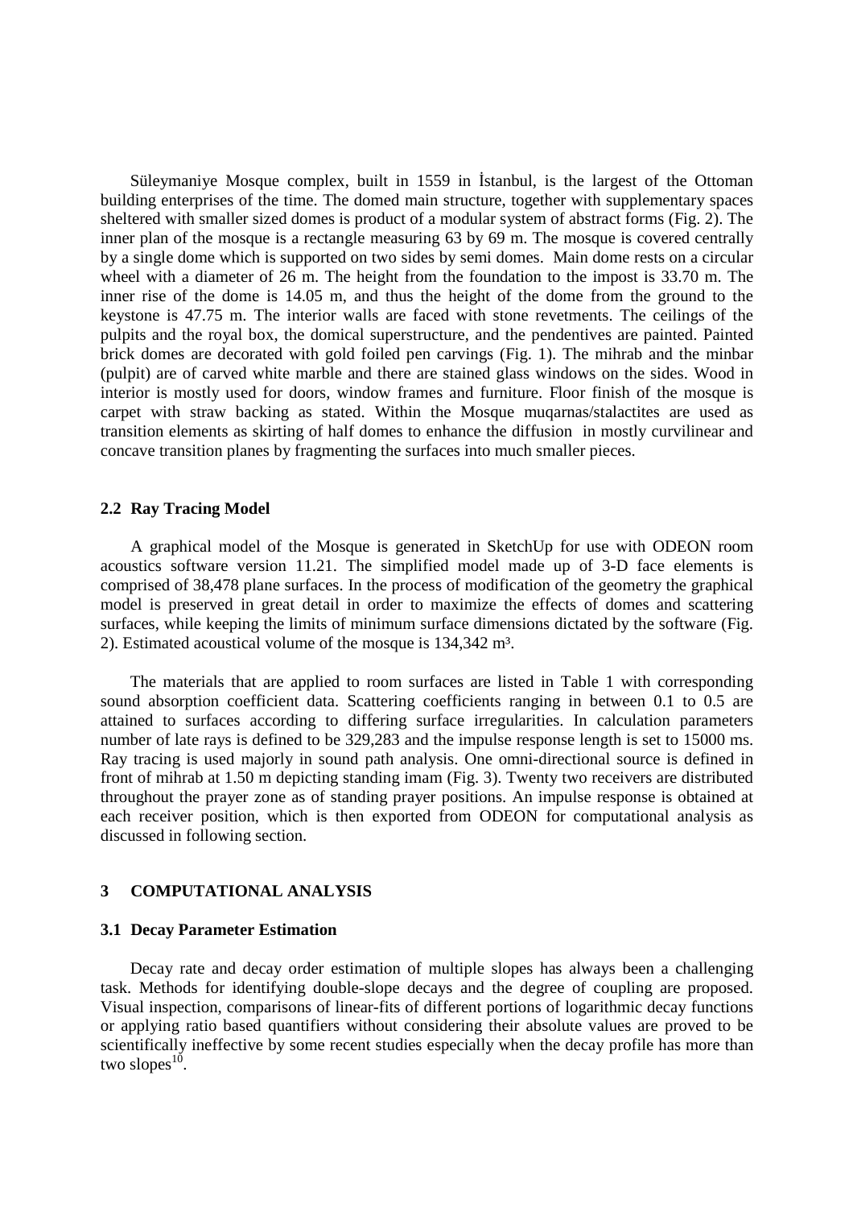Süleymaniye Mosque complex, built in 1559 in İstanbul, is the largest of the Ottoman building enterprises of the time. The domed main structure, together with supplementary spaces sheltered with smaller sized domes is product of a modular system of abstract forms (Fig. 2). The inner plan of the mosque is a rectangle measuring 63 by 69 m. The mosque is covered centrally by a single dome which is supported on two sides by semi domes. Main dome rests on a circular wheel with a diameter of 26 m. The height from the foundation to the impost is 33.70 m. The inner rise of the dome is 14.05 m, and thus the height of the dome from the ground to the keystone is 47.75 m. The interior walls are faced with stone revetments. The ceilings of the pulpits and the royal box, the domical superstructure, and the pendentives are painted. Painted brick domes are decorated with gold foiled pen carvings (Fig. 1). The mihrab and the minbar (pulpit) are of carved white marble and there are stained glass windows on the sides. Wood in interior is mostly used for doors, window frames and furniture. Floor finish of the mosque is carpet with straw backing as stated. Within the Mosque muqarnas/stalactites are used as transition elements as skirting of half domes to enhance the diffusion in mostly curvilinear and concave transition planes by fragmenting the surfaces into much smaller pieces.

## 2.2 Ray Tracing Model

A graphical model of the Mosque is generated in SketchUp for use with ODEON room acoustics software version 11.21. The simplified model made up of 3-D face elements is comprised of 38,478 plane surfaces. In the process of modification of the geometry the graphical model is preserved in great detail in order to maximize the effects of domes and scattering surfaces, while keeping the limits of minimum surface dimensions dictated by the software (Fig. 2). Estimated acoustical volume of the mosque is 134,342 m³.

The materials that are applied to room surfaces are listed in Table 1 with corresponding sound absorption coefficient data. Scattering coefficients ranging in between 0.1 to 0.5 are attained to surfaces according to differing surface irregularities. In calculation parameters number of late rays is defined to be 329,283 and the impulse response length is set to 15000 ms. Ray tracing is used majorly in sound path analysis. One omni-directional source is defined in front of mihrab at 1.50 m depicting standing imam (Fig. 3). Twenty two receivers are distributed throughout the prayer zone as of standing prayer positions. An impulse response is obtained at each receiver position, which is then exported from ODEON for computational analysis as discussed in following section.

# 3 COMPUTATIONAL ANALYSIS

## 3.1 Decay Parameter Estimation

Decay rate and decay order estimation of multiple slopes has always been a challenging task. Methods for identifying double-slope decays and the degree of coupling are proposed. Visual inspection, comparisons of linear-fits of different portions of logarithmic decay functions or applying ratio based quantifiers without considering their absolute values are proved to be scientifically ineffective by some recent studies especially when the decay profile has more than two slopes[10].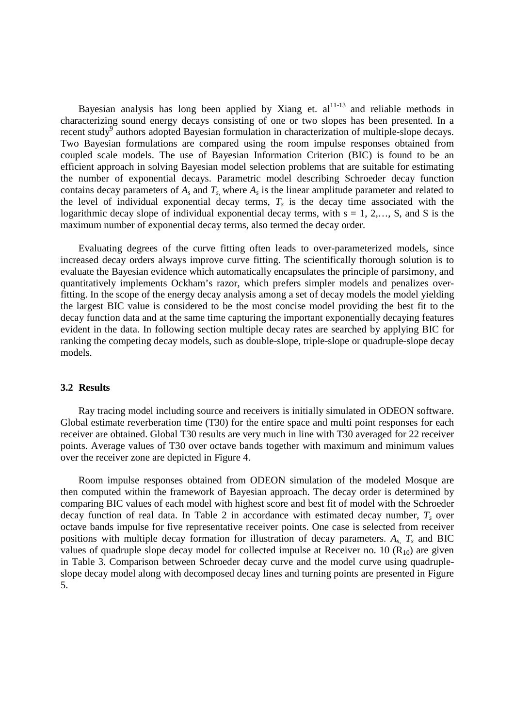Bayesian analysis has long been applied by Xiang et. al[11-13] and reliable methods in characterizing sound energy decays consisting of one or two slopes has been presented. In a recent study[9] authors adopted Bayesian formulation in characterization of multiple-slope decays. Two Bayesian formulations are compared using the room impulse responses obtained from coupled scale models. The use of Bayesian Information Criterion (BIC) is found to be an efficient approach in solving Bayesian model selection problems that are suitable for estimating the number of exponential decays. Parametric model describing Schroeder decay function contains decay parameters of $A_s$ and $T_s$, where $A_s$ is the linear amplitude parameter and related to the level of individual exponential decay terms, $T_s$ is the decay time associated with the logarithmic decay slope of individual exponential decay terms, with s = 1, 2,…, S, and S is the maximum number of exponential decay terms, also termed the decay order.

Evaluating degrees of the curve fitting often leads to over-parameterized models, since increased decay orders always improve curve fitting. The scientifically thorough solution is to evaluate the Bayesian evidence which automatically encapsulates the principle of parsimony, and quantitatively implements Ockham's razor, which prefers simpler models and penalizes over-fitting. In the scope of the energy decay analysis among a set of decay models the model yielding the largest BIC value is considered to be the most concise model providing the best fit to the decay function data and at the same time capturing the important exponentially decaying features evident in the data. In following section multiple decay rates are searched by applying BIC for ranking the competing decay models, such as double-slope, triple-slope or quadruple-slope decay models.

### 3.2 Results

Ray tracing model including source and receivers is initially simulated in ODEON software. Global estimate reverberation time (T30) for the entire space and multi point responses for each receiver are obtained. Global T30 results are very much in line with T30 averaged for 22 receiver points. Average values of T30 over octave bands together with maximum and minimum values over the receiver zone are depicted in Figure 4.

Room impulse responses obtained from ODEON simulation of the modeled Mosque are then computed within the framework of Bayesian approach. The decay order is determined by comparing BIC values of each model with highest score and best fit of model with the Schroeder decay function of real data. In Table 2 in accordance with estimated decay number, $T_s$ over octave bands impulse for five representative receiver points. One case is selected from receiver positions with multiple decay formation for illustration of decay parameters. $A_s$, $T_s$ and BIC values of quadruple slope decay model for collected impulse at Receiver no. 10 ($R_{10}$) are given in Table 3. Comparison between Schroeder decay curve and the model curve using quadruple-slope decay model along with decomposed decay lines and turning points are presented in Figure 5.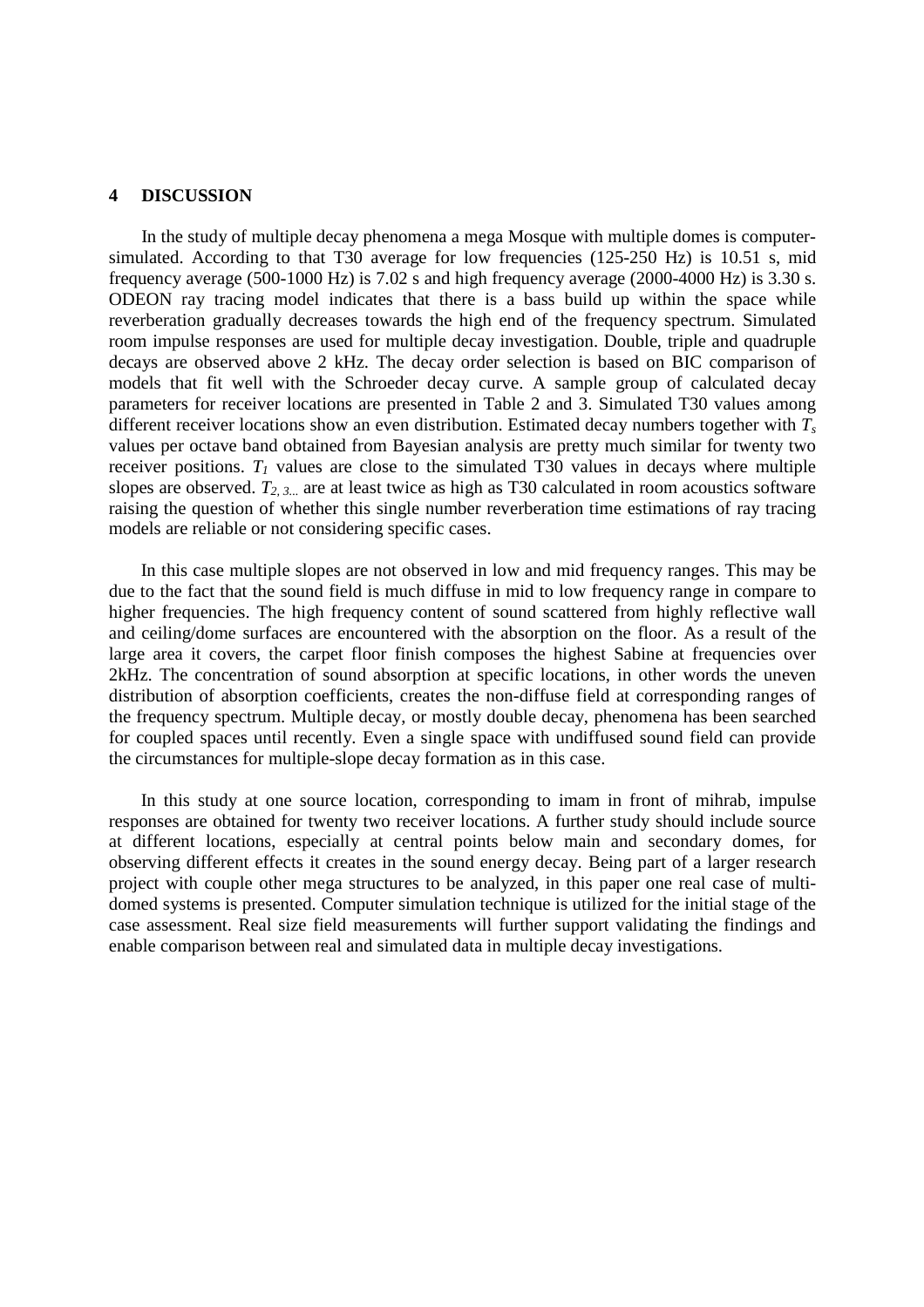## 4 DISCUSSION

In the study of multiple decay phenomena a mega Mosque with multiple domes is computer-simulated. According to that T30 average for low frequencies (125-250 Hz) is 10.51 s, mid frequency average (500-1000 Hz) is 7.02 s and high frequency average (2000-4000 Hz) is 3.30 s. ODEON ray tracing model indicates that there is a bass build up within the space while reverberation gradually decreases towards the high end of the frequency spectrum. Simulated room impulse responses are used for multiple decay investigation. Double, triple and quadruple decays are observed above 2 kHz. The decay order selection is based on BIC comparison of models that fit well with the Schroeder decay curve. A sample group of calculated decay parameters for receiver locations are presented in Table 2 and 3. Simulated T30 values among different receiver locations show an even distribution. Estimated decay numbers together with $T_s$ values per octave band obtained from Bayesian analysis are pretty much similar for twenty two receiver positions. $T_1$ values are close to the simulated T30 values in decays where multiple slopes are observed. $T_{2,\,3...}$ are at least twice as high as T30 calculated in room acoustics software raising the question of whether this single number reverberation time estimations of ray tracing models are reliable or not considering specific cases.

In this case multiple slopes are not observed in low and mid frequency ranges. This may be due to the fact that the sound field is much diffuse in mid to low frequency range in compare to higher frequencies. The high frequency content of sound scattered from highly reflective wall and ceiling/dome surfaces are encountered with the absorption on the floor. As a result of the large area it covers, the carpet floor finish composes the highest Sabine at frequencies over 2kHz. The concentration of sound absorption at specific locations, in other words the uneven distribution of absorption coefficients, creates the non-diffuse field at corresponding ranges of the frequency spectrum. Multiple decay, or mostly double decay, phenomena has been searched for coupled spaces until recently. Even a single space with undiffused sound field can provide the circumstances for multiple-slope decay formation as in this case.

In this study at one source location, corresponding to imam in front of mihrab, impulse responses are obtained for twenty two receiver locations. A further study should include source at different locations, especially at central points below main and secondary domes, for observing different effects it creates in the sound energy decay. Being part of a larger research project with couple other mega structures to be analyzed, in this paper one real case of multi-domed systems is presented. Computer simulation technique is utilized for the initial stage of the case assessment. Real size field measurements will further support validating the findings and enable comparison between real and simulated data in multiple decay investigations.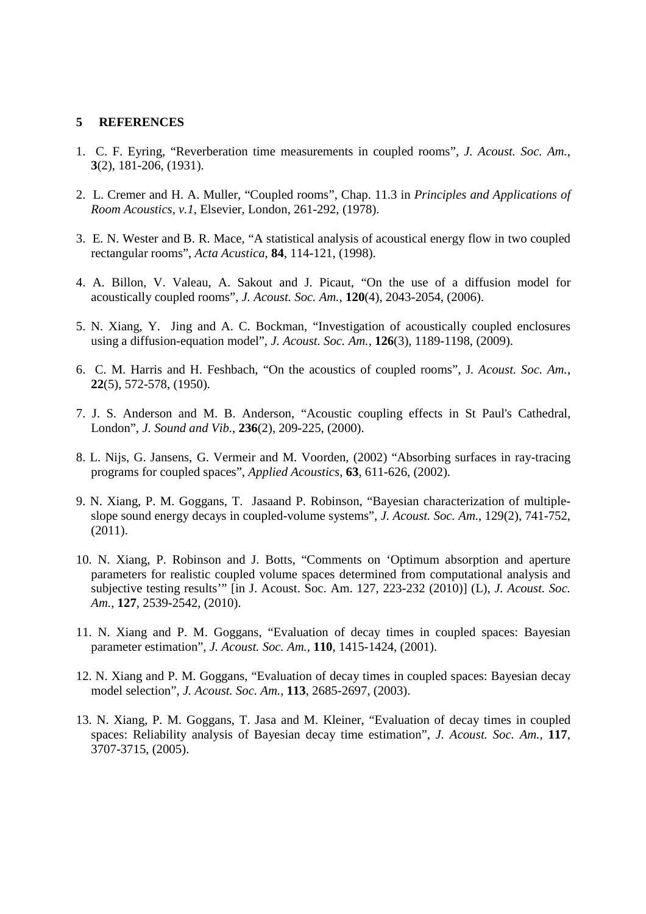## 5 REFERENCES

1. C. F. Eyring, "Reverberation time measurements in coupled rooms", *J. Acoust. Soc. Am.*, **3**(2), 181-206, (1931).

2. L. Cremer and H. A. Muller, "Coupled rooms", Chap. 11.3 in *Principles and Applications of Room Acoustics, v.1*, Elsevier, London, 261-292, (1978).

3. E. N. Wester and B. R. Mace, "A statistical analysis of acoustical energy flow in two coupled rectangular rooms", *Acta Acustica*, **84**, 114-121, (1998).

4. A. Billon, V. Valeau, A. Sakout and J. Picaut, "On the use of a diffusion model for acoustically coupled rooms", *J. Acoust. Soc. Am.*, **120**(4), 2043-2054, (2006).

5. N. Xiang, Y. Jing and A. C. Bockman, "Investigation of acoustically coupled enclosures using a diffusion-equation model", *J. Acoust. Soc. Am.*, **126**(3), 1189-1198, (2009).

6. C. M. Harris and H. Feshbach, "On the acoustics of coupled rooms", J*. Acoust. Soc. Am.*, **22**(5), 572-578, (1950).

7. J. S. Anderson and M. B. Anderson, "Acoustic coupling effects in St Paul's Cathedral, London", *J. Sound and Vib.*, **236**(2), 209-225, (2000).

8. L. Nijs, G. Jansens, G. Vermeir and M. Voorden, (2002) "Absorbing surfaces in ray-tracing programs for coupled spaces", *Applied Acoustics*, **63**, 611-626, (2002).

9. N. Xiang, P. M. Goggans, T. Jasaand P. Robinson, "Bayesian characterization of multiple-slope sound energy decays in coupled-volume systems", *J. Acoust. Soc. Am.*, 129(2), 741-752, (2011).

10. N. Xiang, P. Robinson and J. Botts, "Comments on 'Optimum absorption and aperture parameters for realistic coupled volume spaces determined from computational analysis and subjective testing results'" [in J. Acoust. Soc. Am. 127, 223-232 (2010)] (L), *J. Acoust. Soc. Am.*, **127**, 2539-2542, (2010).

11. N. Xiang and P. M. Goggans, "Evaluation of decay times in coupled spaces: Bayesian parameter estimation", *J. Acoust. Soc. Am.*, **110**, 1415-1424, (2001).

12. N. Xiang and P. M. Goggans, "Evaluation of decay times in coupled spaces: Bayesian decay model selection", *J. Acoust. Soc. Am.*, **113**, 2685-2697, (2003).

13. N. Xiang, P. M. Goggans, T. Jasa and M. Kleiner, "Evaluation of decay times in coupled spaces: Reliability analysis of Bayesian decay time estimation", *J. Acoust. Soc. Am.*, **117**, 3707-3715, (2005).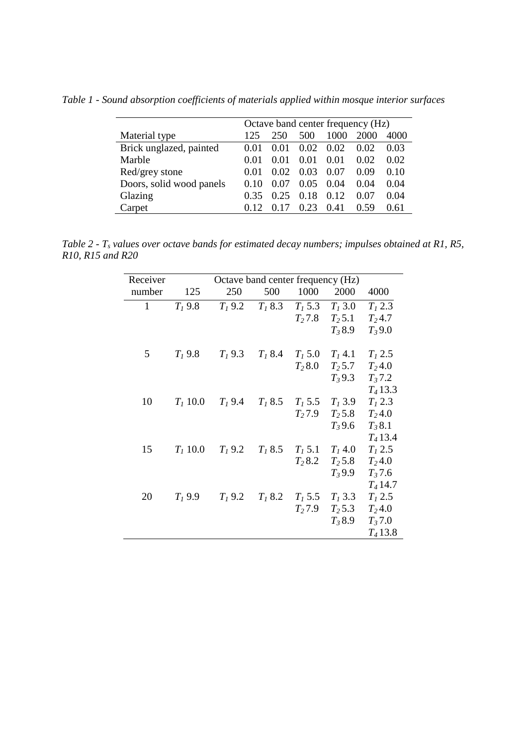*Table 1 - Sound absorption coefficients of materials applied within mosque interior surfaces*

| | Octave band center frequency (Hz) | | | | | |
|---|---|---|---|---|---|---|
| Material type | 125 | 250 | 500 | 1000 | 2000 | 4000 |
| Brick unglazed, painted | 0.01 | 0.01 | 0.02 | 0.02 | 0.02 | 0.03 |
| Marble | 0.01 | 0.01 | 0.01 | 0.01 | 0.02 | 0.02 |
| Red/grey stone | 0.01 | 0.02 | 0.03 | 0.07 | 0.09 | 0.10 |
| Doors, solid wood panels | 0.10 | 0.07 | 0.05 | 0.04 | 0.04 | 0.04 |
| Glazing | 0.35 | 0.25 | 0.18 | 0.12 | 0.07 | 0.04 |
| Carpet | 0.12 | 0.17 | 0.23 | 0.41 | 0.59 | 0.61 |

*Table 2 - $T_s$ values over octave bands for estimated decay numbers; impulses obtained at R1, R5, R10, R15 and R20*

| Receiver | Octave band center frequency (Hz) | | | | | |
|---|---|---|---|---|---|---|
| number | 125 | 250 | 500 | 1000 | 2000 | 4000 |
| 1 | $T_1$ 9.8 | $T_1$ 9.2 | $T_1$ 8.3 | $T_1$ 5.3 | $T_1$ 3.0 | $T_1$ 2.3 |
| | | | | $T_2$ 7.8 | $T_2$ 5.1 | $T_2$ 4.7 |
| | | | | | $T_3$ 8.9 | $T_3$ 9.0 |
| 5 | $T_1$ 9.8 | $T_1$ 9.3 | $T_1$ 8.4 | $T_1$ 5.0 | $T_1$ 4.1 | $T_1$ 2.5 |
| | | | | $T_2$ 8.0 | $T_2$ 5.7 | $T_2$ 4.0 |
| | | | | | $T_3$ 9.3 | $T_3$ 7.2 |
| | | | | | | $T_4$ 13.3 |
| 10 | $T_1$ 10.0 | $T_1$ 9.4 | $T_1$ 8.5 | $T_1$ 5.5 | $T_1$ 3.9 | $T_1$ 2.3 |
| | | | | $T_2$ 7.9 | $T_2$ 5.8 | $T_2$ 4.0 |
| | | | | | $T_3$ 9.6 | $T_3$ 8.1 |
| | | | | | | $T_4$ 13.4 |
| 15 | $T_1$ 10.0 | $T_1$ 9.2 | $T_1$ 8.5 | $T_1$ 5.1 | $T_1$ 4.0 | $T_1$ 2.5 |
| | | | | $T_2$ 8.2 | $T_2$ 5.8 | $T_2$ 4.0 |
| | | | | | $T_3$ 9.9 | $T_3$ 7.6 |
| | | | | | | $T_4$ 14.7 |
| 20 | $T_1$ 9.9 | $T_1$ 9.2 | $T_1$ 8.2 | $T_1$ 5.5 | $T_1$ 3.3 | $T_1$ 2.5 |
| | | | | $T_2$ 7.9 | $T_2$ 5.3 | $T_2$ 4.0 |
| | | | | | $T_3$ 8.9 | $T_3$ 7.0 |
| | | | | | | $T_4$ 13.8 |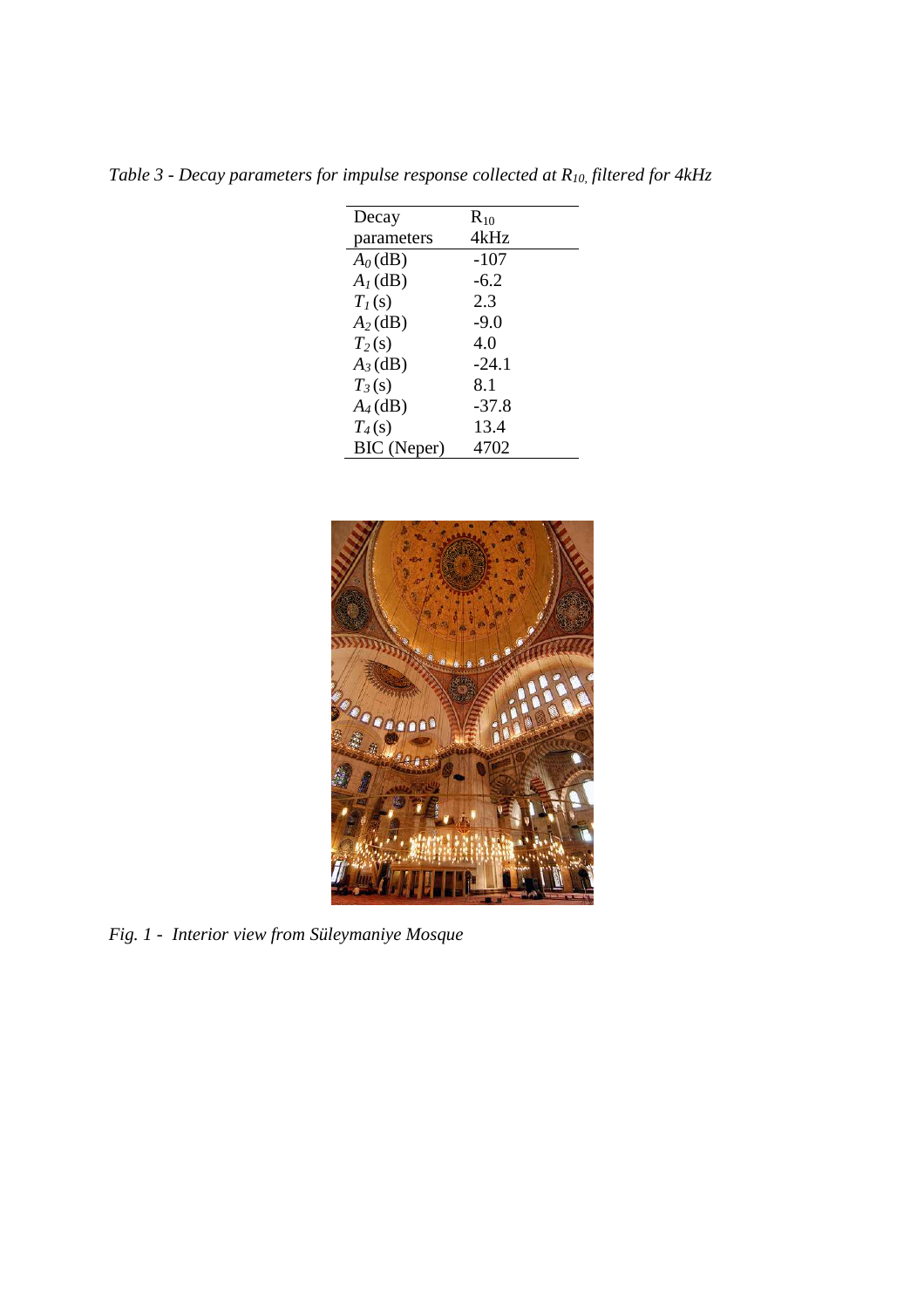*Table 3 - Decay parameters for impulse response collected at $R_{10}$, filtered for 4kHz*

| Decay parameters | $R_{10}$ 4kHz |
|---|---|
| $A_0$ (dB) | -107 |
| $A_1$ (dB) | -6.2 |
| $T_1$ (s) | 2.3 |
| $A_2$ (dB) | -9.0 |
| $T_2$ (s) | 4.0 |
| $A_3$ (dB) | -24.1 |
| $T_3$ (s) | 8.1 |
| $A_4$ (dB) | -37.8 |
| $T_4$ (s) | 13.4 |
| BIC (Neper) | 4702 |

*Fig. 1 - Interior view from Süleymaniye Mosque*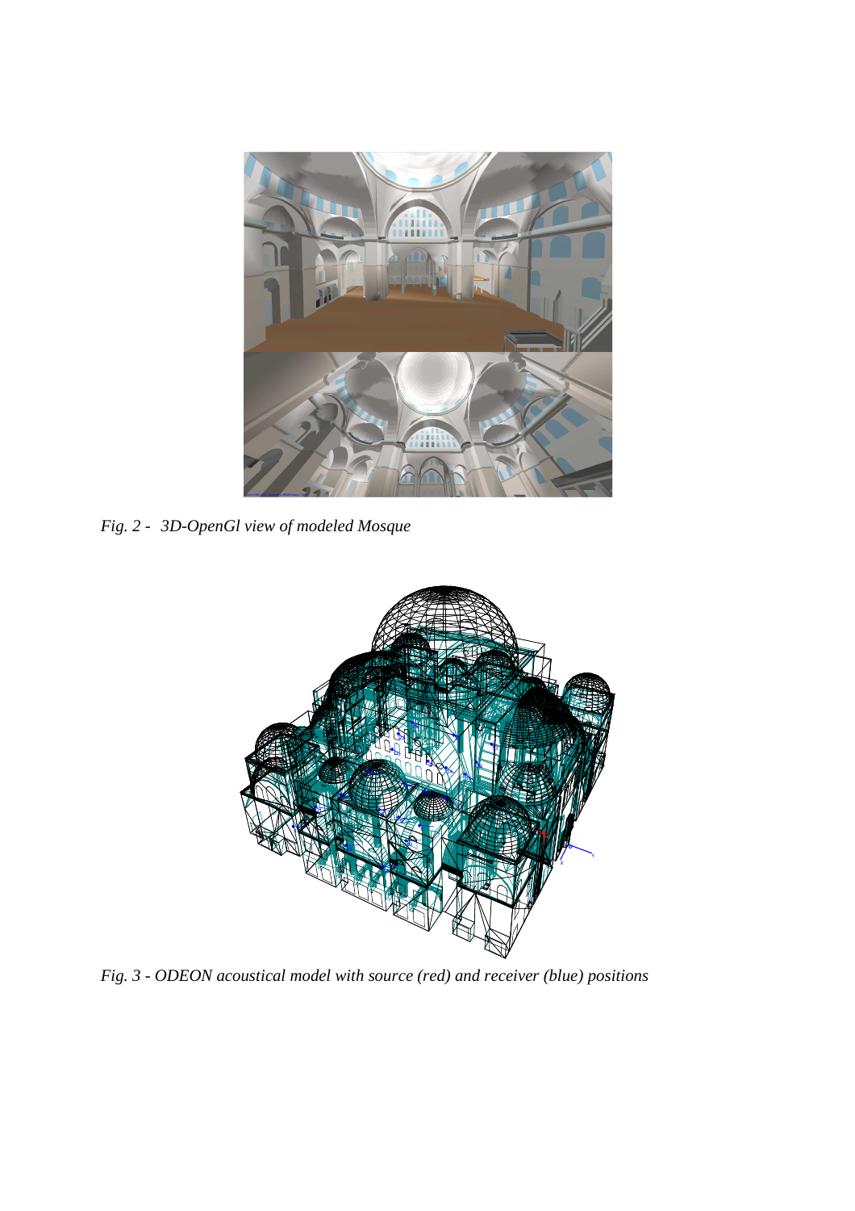*Fig. 2 - 3D-OpenGl view of modeled Mosque*

*Fig. 3 - ODEON acoustical model with source (red) and receiver (blue) positions*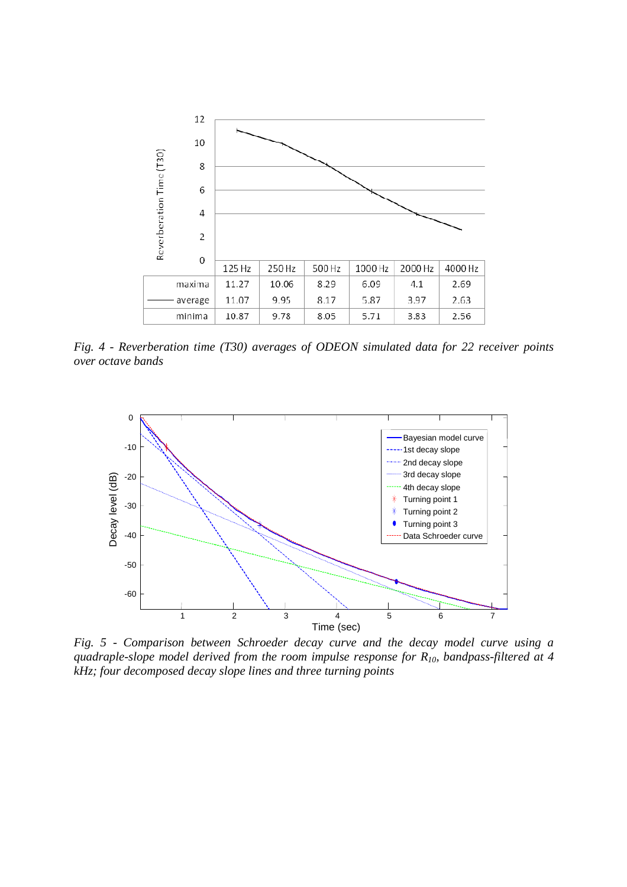12
10
8
6
4
2
0

Reverberation Time (T30)

| | 125 Hz | 250 Hz | 500 Hz | 1000 Hz | 2000 Hz | 4000 Hz |
|---|---|---|---|---|---|---|
| maxima | 11.27 | 10.06 | 8.29 | 6.09 | 4.1 | 2.69 |
| average | 11.07 | 9.95 | 8.17 | 5.87 | 3.97 | 2.63 |
| minima | 10.87 | 9.78 | 8.05 | 5.71 | 3.83 | 2.56 |

*Fig. 4 - Reverberation time (T30) averages of ODEON simulated data for 22 receiver points over octave bands*

0
-10
-20
-30
-40
-50
-60

Decay level (dB)

1 2 3 4 5 6 7

Time (sec)

Bayesian model curve
1st decay slope
2nd decay slope
3rd decay slope
4th decay slope
Turning point 1
Turning point 2
Turning point 3
Data Schroeder curve

*Fig. 5 - Comparison between Schroeder decay curve and the decay model curve using a quadraple-slope model derived from the room impulse response for $R_{10}$, bandpass-filtered at 4 kHz; four decomposed decay slope lines and three turning points*